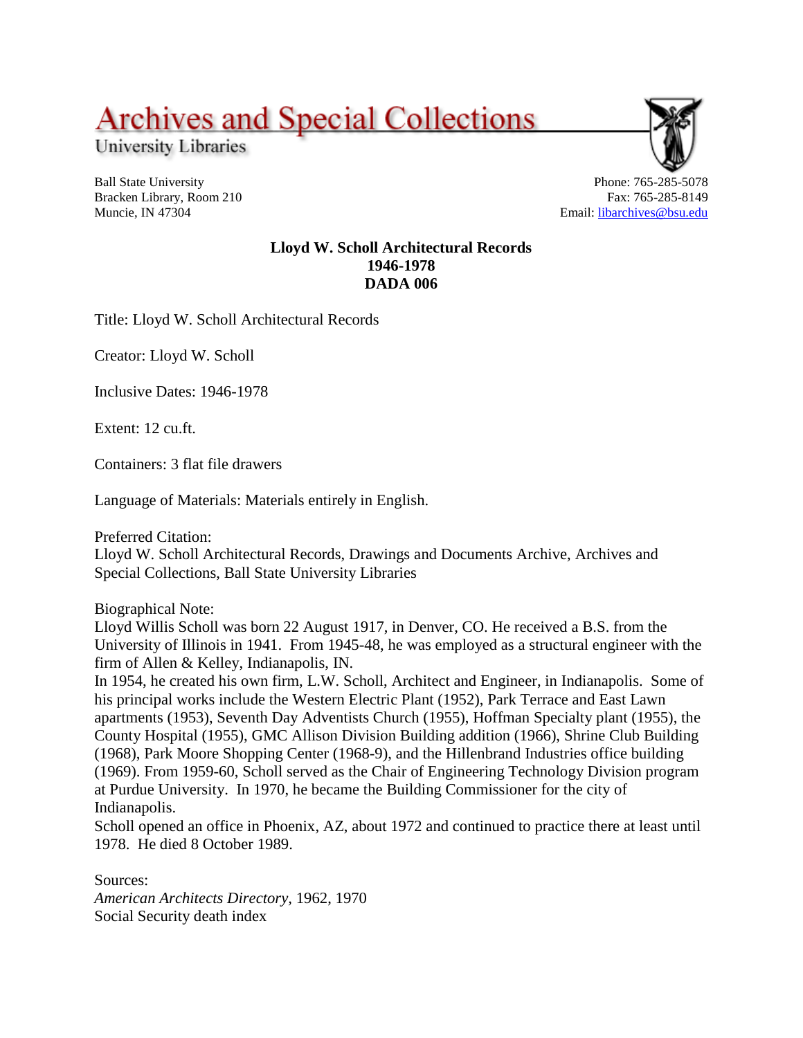# Archives and Special Collections

University Libraries

Ball State University
Bracken Library, Room 210
Muncie, IN 47304

Phone: 765-285-5078
Fax: 765-285-8149
Email: libarchives@bsu.edu

**Lloyd W. Scholl Architectural Records**
**1946-1978**
**DADA 006**

Title: Lloyd W. Scholl Architectural Records

Creator: Lloyd W. Scholl

Inclusive Dates: 1946-1978

Extent: 12 cu.ft.

Containers: 3 flat file drawers

Language of Materials: Materials entirely in English.

Preferred Citation:
Lloyd W. Scholl Architectural Records, Drawings and Documents Archive, Archives and Special Collections, Ball State University Libraries

Biographical Note:
Lloyd Willis Scholl was born 22 August 1917, in Denver, CO. He received a B.S. from the University of Illinois in 1941. From 1945-48, he was employed as a structural engineer with the firm of Allen & Kelley, Indianapolis, IN.
In 1954, he created his own firm, L.W. Scholl, Architect and Engineer, in Indianapolis. Some of his principal works include the Western Electric Plant (1952), Park Terrace and East Lawn apartments (1953), Seventh Day Adventists Church (1955), Hoffman Specialty plant (1955), the County Hospital (1955), GMC Allison Division Building addition (1966), Shrine Club Building (1968), Park Moore Shopping Center (1968-9), and the Hillenbrand Industries office building (1969). From 1959-60, Scholl served as the Chair of Engineering Technology Division program at Purdue University. In 1970, he became the Building Commissioner for the city of Indianapolis.
Scholl opened an office in Phoenix, AZ, about 1972 and continued to practice there at least until 1978. He died 8 October 1989.

Sources:
*American Architects Directory*, 1962, 1970
Social Security death index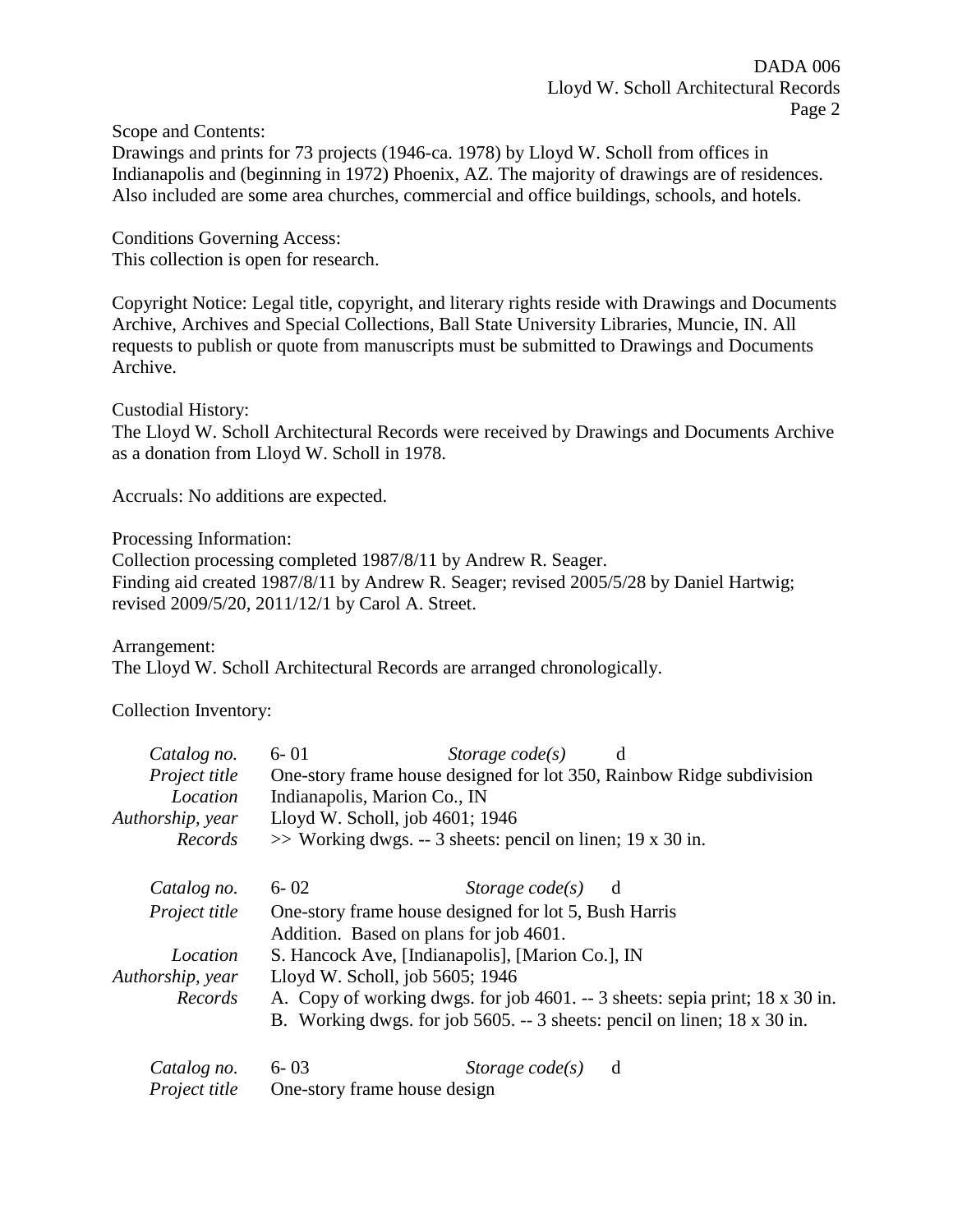Scope and Contents:
Drawings and prints for 73 projects (1946-ca. 1978) by Lloyd W. Scholl from offices in Indianapolis and (beginning in 1972) Phoenix, AZ. The majority of drawings are of residences. Also included are some area churches, commercial and office buildings, schools, and hotels.

Conditions Governing Access:
This collection is open for research.

Copyright Notice: Legal title, copyright, and literary rights reside with Drawings and Documents Archive, Archives and Special Collections, Ball State University Libraries, Muncie, IN. All requests to publish or quote from manuscripts must be submitted to Drawings and Documents Archive.

Custodial History:
The Lloyd W. Scholl Architectural Records were received by Drawings and Documents Archive as a donation from Lloyd W. Scholl in 1978.

Accruals: No additions are expected.

Processing Information:
Collection processing completed 1987/8/11 by Andrew R. Seager.
Finding aid created 1987/8/11 by Andrew R. Seager; revised 2005/5/28 by Daniel Hartwig; revised 2009/5/20, 2011/12/1 by Carol A. Street.

Arrangement:
The Lloyd W. Scholl Architectural Records are arranged chronologically.

Collection Inventory:

*Catalog no.* 6- 01 *Storage code(s)* d
*Project title* One-story frame house designed for lot 350, Rainbow Ridge subdivision
*Location* Indianapolis, Marion Co., IN
*Authorship, year* Lloyd W. Scholl, job 4601; 1946
*Records* >> Working dwgs. -- 3 sheets: pencil on linen; 19 x 30 in.

*Catalog no.* 6- 02 *Storage code(s)* d
*Project title* One-story frame house designed for lot 5, Bush Harris Addition. Based on plans for job 4601.
*Location* S. Hancock Ave, [Indianapolis], [Marion Co.], IN
*Authorship, year* Lloyd W. Scholl, job 5605; 1946
*Records* A. Copy of working dwgs. for job 4601. -- 3 sheets: sepia print; 18 x 30 in.
B. Working dwgs. for job 5605. -- 3 sheets: pencil on linen; 18 x 30 in.

*Catalog no.* 6- 03 *Storage code(s)* d
*Project title* One-story frame house design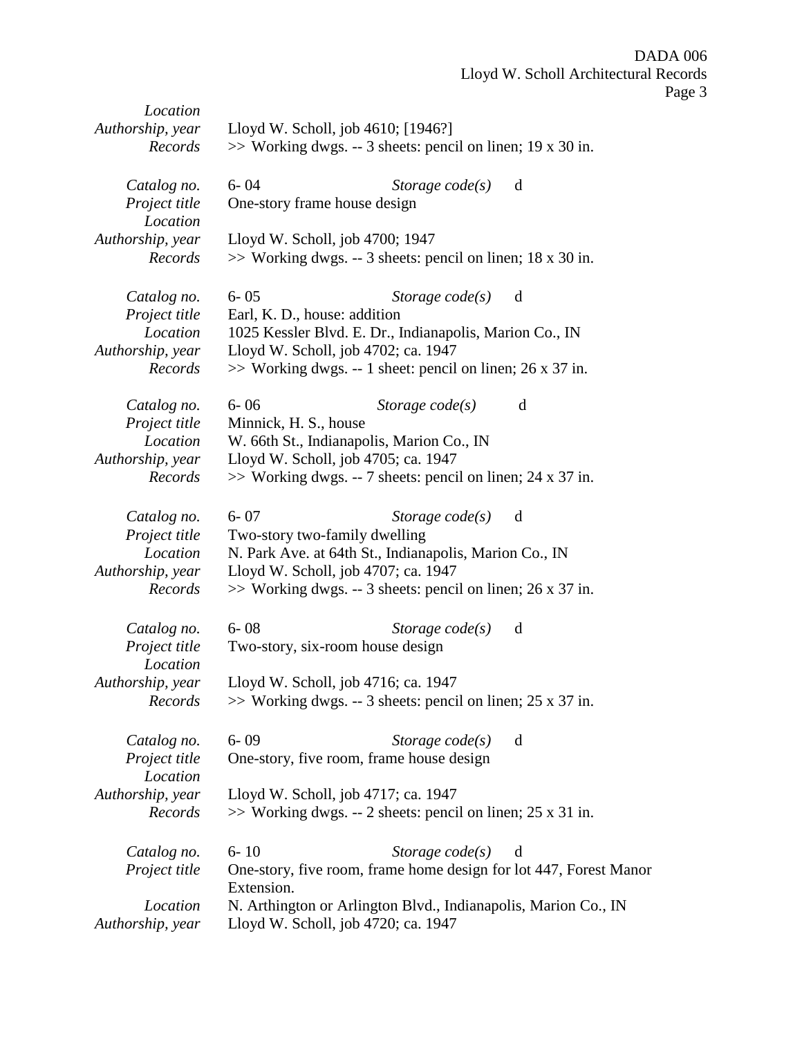*Location*
*Authorship, year* Lloyd W. Scholl, job 4610; [1946?]
*Records* >> Working dwgs. -- 3 sheets: pencil on linen; 19 x 30 in.

*Catalog no.* 6- 04 *Storage code(s)* d
*Project title* One-story frame house design
*Location*
*Authorship, year* Lloyd W. Scholl, job 4700; 1947
*Records* >> Working dwgs. -- 3 sheets: pencil on linen; 18 x 30 in.

*Catalog no.* 6- 05 *Storage code(s)* d
*Project title* Earl, K. D., house: addition
*Location* 1025 Kessler Blvd. E. Dr., Indianapolis, Marion Co., IN
*Authorship, year* Lloyd W. Scholl, job 4702; ca. 1947
*Records* >> Working dwgs. -- 1 sheet: pencil on linen; 26 x 37 in.

*Catalog no.* 6- 06 *Storage code(s)* d
*Project title* Minnick, H. S., house
*Location* W. 66th St., Indianapolis, Marion Co., IN
*Authorship, year* Lloyd W. Scholl, job 4705; ca. 1947
*Records* >> Working dwgs. -- 7 sheets: pencil on linen; 24 x 37 in.

*Catalog no.* 6- 07 *Storage code(s)* d
*Project title* Two-story two-family dwelling
*Location* N. Park Ave. at 64th St., Indianapolis, Marion Co., IN
*Authorship, year* Lloyd W. Scholl, job 4707; ca. 1947
*Records* >> Working dwgs. -- 3 sheets: pencil on linen; 26 x 37 in.

*Catalog no.* 6- 08 *Storage code(s)* d
*Project title* Two-story, six-room house design
*Location*
*Authorship, year* Lloyd W. Scholl, job 4716; ca. 1947
*Records* >> Working dwgs. -- 3 sheets: pencil on linen; 25 x 37 in.

*Catalog no.* 6- 09 *Storage code(s)* d
*Project title* One-story, five room, frame house design
*Location*
*Authorship, year* Lloyd W. Scholl, job 4717; ca. 1947
*Records* >> Working dwgs. -- 2 sheets: pencil on linen; 25 x 31 in.

*Catalog no.* 6- 10 *Storage code(s)* d
*Project title* One-story, five room, frame home design for lot 447, Forest Manor Extension.
*Location* N. Arthington or Arlington Blvd., Indianapolis, Marion Co., IN
*Authorship, year* Lloyd W. Scholl, job 4720; ca. 1947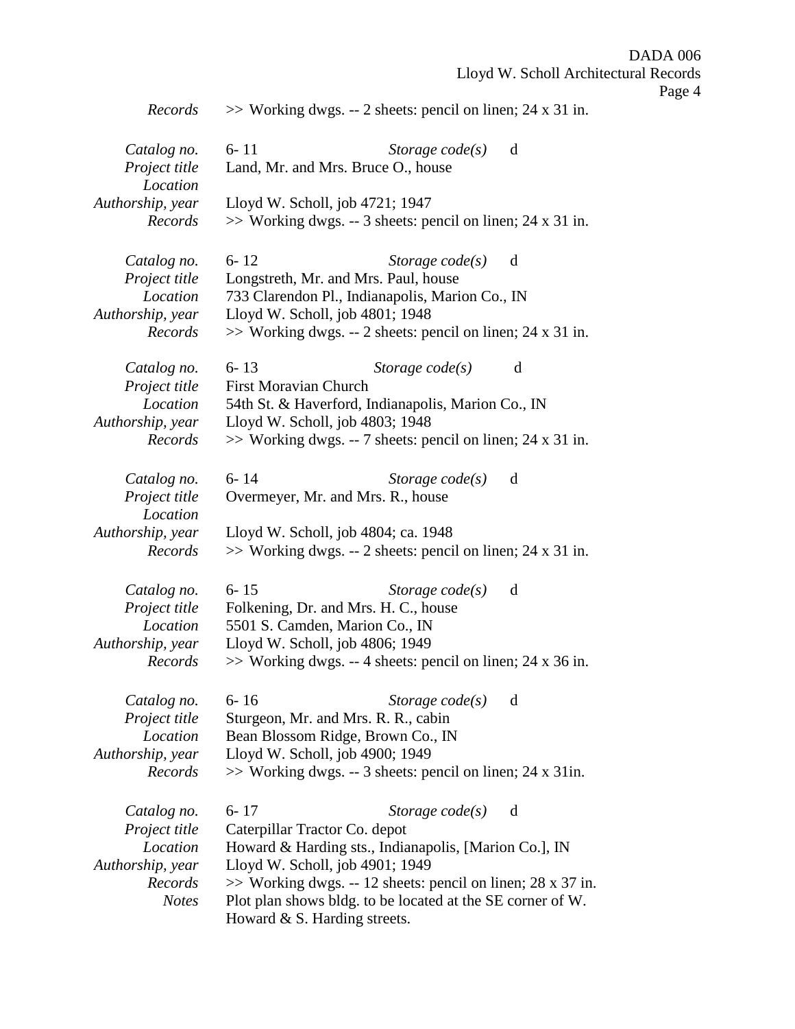*Records* >> Working dwgs. -- 2 sheets: pencil on linen; 24 x 31 in.

*Catalog no.* 6- 11 *Storage code(s)* d
*Project title* Land, Mr. and Mrs. Bruce O., house
*Location*
*Authorship, year* Lloyd W. Scholl, job 4721; 1947
*Records* >> Working dwgs. -- 3 sheets: pencil on linen; 24 x 31 in.

*Catalog no.* 6- 12 *Storage code(s)* d
*Project title* Longstreth, Mr. and Mrs. Paul, house
*Location* 733 Clarendon Pl., Indianapolis, Marion Co., IN
*Authorship, year* Lloyd W. Scholl, job 4801; 1948
*Records* >> Working dwgs. -- 2 sheets: pencil on linen; 24 x 31 in.

*Catalog no.* 6- 13 *Storage code(s)* d
*Project title* First Moravian Church
*Location* 54th St. & Haverford, Indianapolis, Marion Co., IN
*Authorship, year* Lloyd W. Scholl, job 4803; 1948
*Records* >> Working dwgs. -- 7 sheets: pencil on linen; 24 x 31 in.

*Catalog no.* 6- 14 *Storage code(s)* d
*Project title* Overmeyer, Mr. and Mrs. R., house
*Location*
*Authorship, year* Lloyd W. Scholl, job 4804; ca. 1948
*Records* >> Working dwgs. -- 2 sheets: pencil on linen; 24 x 31 in.

*Catalog no.* 6- 15 *Storage code(s)* d
*Project title* Folkening, Dr. and Mrs. H. C., house
*Location* 5501 S. Camden, Marion Co., IN
*Authorship, year* Lloyd W. Scholl, job 4806; 1949
*Records* >> Working dwgs. -- 4 sheets: pencil on linen; 24 x 36 in.

*Catalog no.* 6- 16 *Storage code(s)* d
*Project title* Sturgeon, Mr. and Mrs. R. R., cabin
*Location* Bean Blossom Ridge, Brown Co., IN
*Authorship, year* Lloyd W. Scholl, job 4900; 1949
*Records* >> Working dwgs. -- 3 sheets: pencil on linen; 24 x 31in.

*Catalog no.* 6- 17 *Storage code(s)* d
*Project title* Caterpillar Tractor Co. depot
*Location* Howard & Harding sts., Indianapolis, [Marion Co.], IN
*Authorship, year* Lloyd W. Scholl, job 4901; 1949
*Records* >> Working dwgs. -- 12 sheets: pencil on linen; 28 x 37 in.
*Notes* Plot plan shows bldg. to be located at the SE corner of W. Howard & S. Harding streets.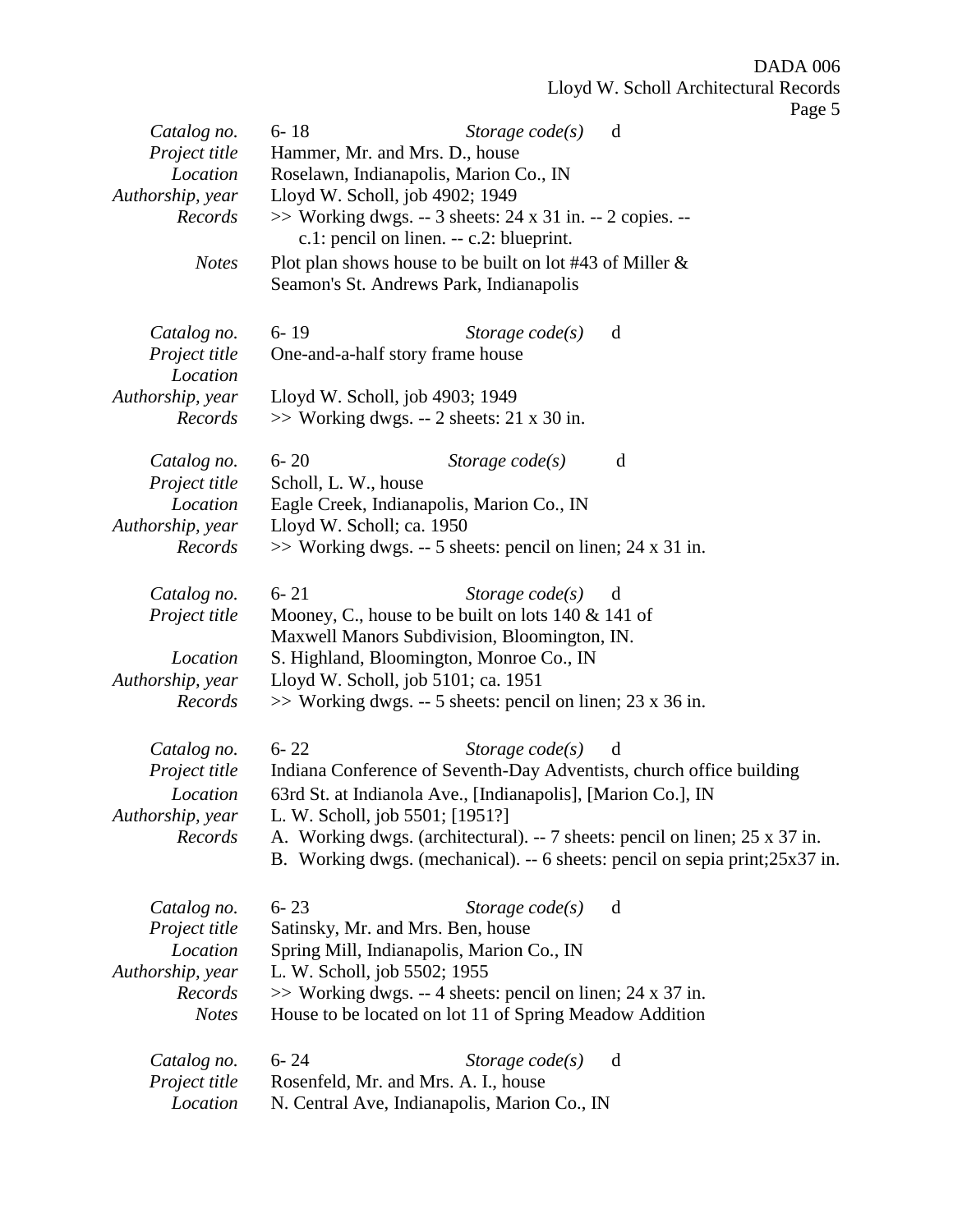| | |
|---|---|
| *Catalog no.* | 6- 18 *Storage code(s)* d |
| *Project title* | Hammer, Mr. and Mrs. D., house |
| *Location* | Roselawn, Indianapolis, Marion Co., IN |
| *Authorship, year* | Lloyd W. Scholl, job 4902; 1949 |
| *Records* | >> Working dwgs. -- 3 sheets: 24 x 31 in. -- 2 copies. -- c.1: pencil on linen. -- c.2: blueprint. |
| *Notes* | Plot plan shows house to be built on lot #43 of Miller & Seamon's St. Andrews Park, Indianapolis |

| | |
|---|---|
| *Catalog no.* | 6- 19 *Storage code(s)* d |
| *Project title* | One-and-a-half story frame house |
| *Location* | |
| *Authorship, year* | Lloyd W. Scholl, job 4903; 1949 |
| *Records* | >> Working dwgs. -- 2 sheets: 21 x 30 in. |

| | |
|---|---|
| *Catalog no.* | 6- 20 *Storage code(s)* d |
| *Project title* | Scholl, L. W., house |
| *Location* | Eagle Creek, Indianapolis, Marion Co., IN |
| *Authorship, year* | Lloyd W. Scholl; ca. 1950 |
| *Records* | >> Working dwgs. -- 5 sheets: pencil on linen; 24 x 31 in. |

| | |
|---|---|
| *Catalog no.* | 6- 21 *Storage code(s)* d |
| *Project title* | Mooney, C., house to be built on lots 140 & 141 of Maxwell Manors Subdivision, Bloomington, IN. |
| *Location* | S. Highland, Bloomington, Monroe Co., IN |
| *Authorship, year* | Lloyd W. Scholl, job 5101; ca. 1951 |
| *Records* | >> Working dwgs. -- 5 sheets: pencil on linen; 23 x 36 in. |

| | |
|---|---|
| *Catalog no.* | 6- 22 *Storage code(s)* d |
| *Project title* | Indiana Conference of Seventh-Day Adventists, church office building |
| *Location* | 63rd St. at Indianola Ave., [Indianapolis], [Marion Co.], IN |
| *Authorship, year* | L. W. Scholl, job 5501; [1951?] |
| *Records* | A. Working dwgs. (architectural). -- 7 sheets: pencil on linen; 25 x 37 in.<br>B. Working dwgs. (mechanical). -- 6 sheets: pencil on sepia print;25x37 in. |

| | |
|---|---|
| *Catalog no.* | 6- 23 *Storage code(s)* d |
| *Project title* | Satinsky, Mr. and Mrs. Ben, house |
| *Location* | Spring Mill, Indianapolis, Marion Co., IN |
| *Authorship, year* | L. W. Scholl, job 5502; 1955 |
| *Records* | >> Working dwgs. -- 4 sheets: pencil on linen; 24 x 37 in. |
| *Notes* | House to be located on lot 11 of Spring Meadow Addition |

| | |
|---|---|
| *Catalog no.* | 6- 24 *Storage code(s)* d |
| *Project title* | Rosenfeld, Mr. and Mrs. A. I., house |
| *Location* | N. Central Ave, Indianapolis, Marion Co., IN |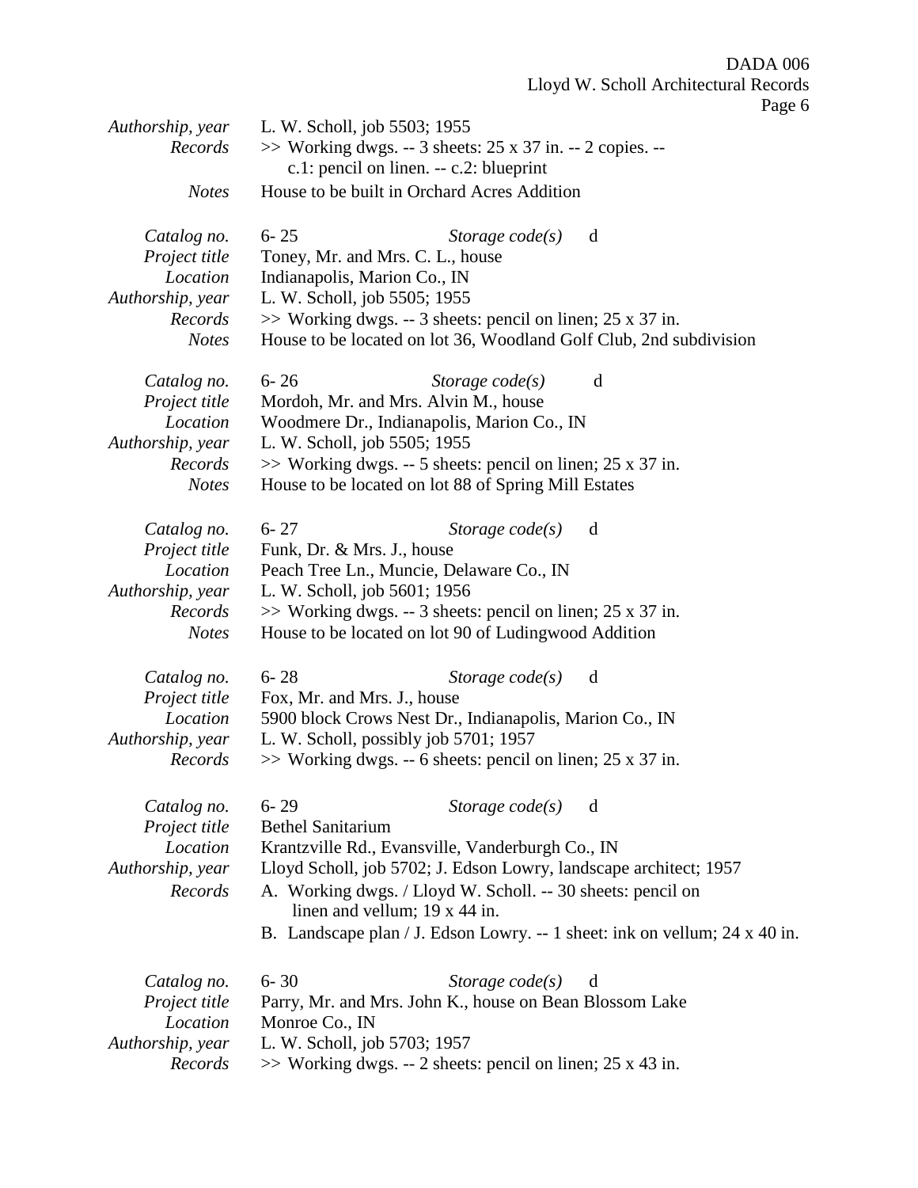| | |
|---|---|
| *Authorship, year* | L. W. Scholl, job 5503; 1955 |
| *Records* | >> Working dwgs. -- 3 sheets: 25 x 37 in. -- 2 copies. -- c.1: pencil on linen. -- c.2: blueprint |
| *Notes* | House to be built in Orchard Acres Addition |

| | |
|---|---|
| *Catalog no.* | 6- 25 &nbsp;&nbsp;&nbsp; *Storage code(s)* &nbsp; d |
| *Project title* | Toney, Mr. and Mrs. C. L., house |
| *Location* | Indianapolis, Marion Co., IN |
| *Authorship, year* | L. W. Scholl, job 5505; 1955 |
| *Records* | >> Working dwgs. -- 3 sheets: pencil on linen; 25 x 37 in. |
| *Notes* | House to be located on lot 36, Woodland Golf Club, 2nd subdivision |

| | |
|---|---|
| *Catalog no.* | 6- 26 &nbsp;&nbsp;&nbsp; *Storage code(s)* &nbsp; d |
| *Project title* | Mordoh, Mr. and Mrs. Alvin M., house |
| *Location* | Woodmere Dr., Indianapolis, Marion Co., IN |
| *Authorship, year* | L. W. Scholl, job 5505; 1955 |
| *Records* | >> Working dwgs. -- 5 sheets: pencil on linen; 25 x 37 in. |
| *Notes* | House to be located on lot 88 of Spring Mill Estates |

| | |
|---|---|
| *Catalog no.* | 6- 27 &nbsp;&nbsp;&nbsp; *Storage code(s)* &nbsp; d |
| *Project title* | Funk, Dr. & Mrs. J., house |
| *Location* | Peach Tree Ln., Muncie, Delaware Co., IN |
| *Authorship, year* | L. W. Scholl, job 5601; 1956 |
| *Records* | >> Working dwgs. -- 3 sheets: pencil on linen; 25 x 37 in. |
| *Notes* | House to be located on lot 90 of Ludingwood Addition |

| | |
|---|---|
| *Catalog no.* | 6- 28 &nbsp;&nbsp;&nbsp; *Storage code(s)* &nbsp; d |
| *Project title* | Fox, Mr. and Mrs. J., house |
| *Location* | 5900 block Crows Nest Dr., Indianapolis, Marion Co., IN |
| *Authorship, year* | L. W. Scholl, possibly job 5701; 1957 |
| *Records* | >> Working dwgs. -- 6 sheets: pencil on linen; 25 x 37 in. |

| | |
|---|---|
| *Catalog no.* | 6- 29 &nbsp;&nbsp;&nbsp; *Storage code(s)* &nbsp; d |
| *Project title* | Bethel Sanitarium |
| *Location* | Krantzville Rd., Evansville, Vanderburgh Co., IN |
| *Authorship, year* | Lloyd Scholl, job 5702; J. Edson Lowry, landscape architect; 1957 |
| *Records* | A. Working dwgs. / Lloyd W. Scholl. -- 30 sheets: pencil on linen and vellum; 19 x 44 in.<br>B. Landscape plan / J. Edson Lowry. -- 1 sheet: ink on vellum; 24 x 40 in. |

| | |
|---|---|
| *Catalog no.* | 6- 30 &nbsp;&nbsp;&nbsp; *Storage code(s)* &nbsp; d |
| *Project title* | Parry, Mr. and Mrs. John K., house on Bean Blossom Lake |
| *Location* | Monroe Co., IN |
| *Authorship, year* | L. W. Scholl, job 5703; 1957 |
| *Records* | >> Working dwgs. -- 2 sheets: pencil on linen; 25 x 43 in. |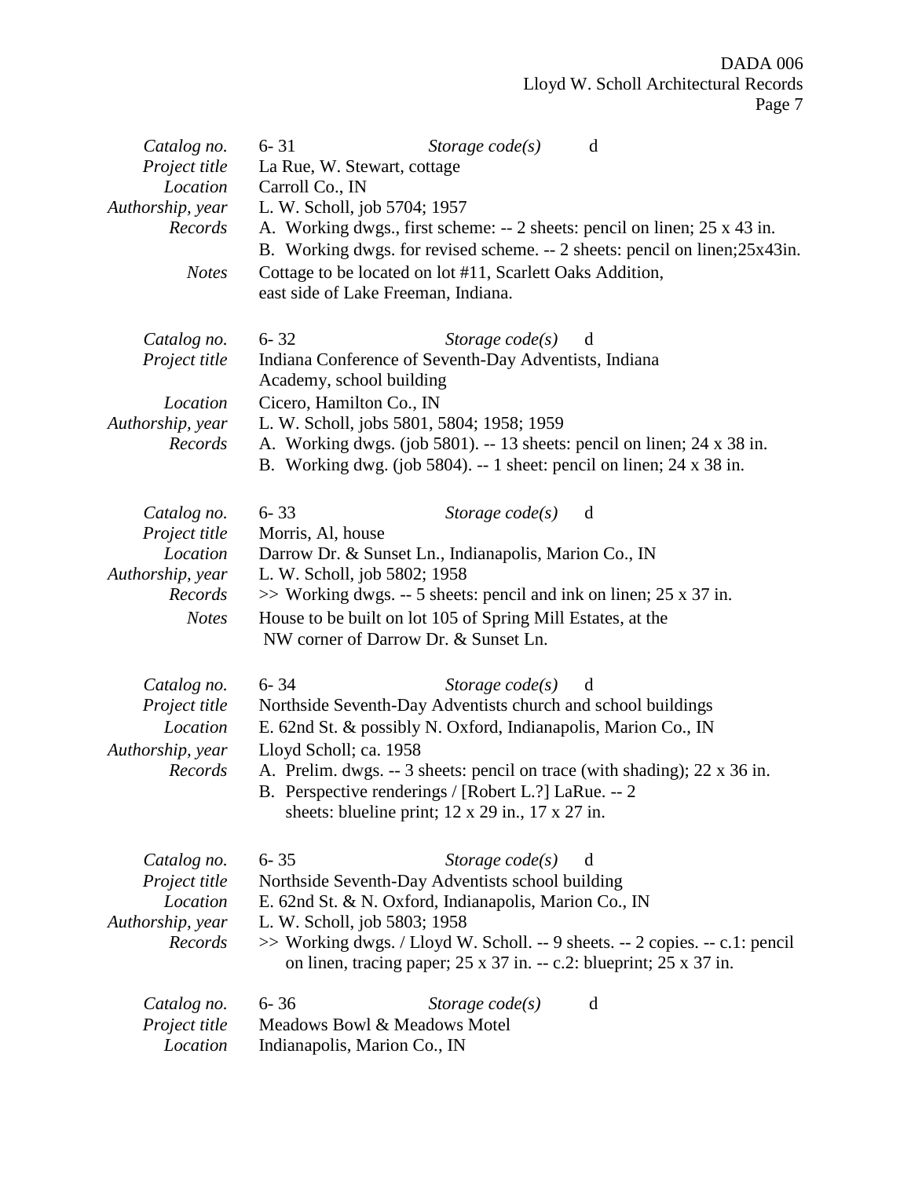| | |
|---|---|
| *Catalog no.* | 6- 31 *Storage code(s)* d |
| *Project title* | La Rue, W. Stewart, cottage |
| *Location* | Carroll Co., IN |
| *Authorship, year* | L. W. Scholl, job 5704; 1957 |
| *Records* | A. Working dwgs., first scheme: -- 2 sheets: pencil on linen; 25 x 43 in.<br>B. Working dwgs. for revised scheme. -- 2 sheets: pencil on linen;25x43in. |
| *Notes* | Cottage to be located on lot #11, Scarlett Oaks Addition, east side of Lake Freeman, Indiana. |

| | |
|---|---|
| *Catalog no.* | 6- 32 *Storage code(s)* d |
| *Project title* | Indiana Conference of Seventh-Day Adventists, Indiana Academy, school building |
| *Location* | Cicero, Hamilton Co., IN |
| *Authorship, year* | L. W. Scholl, jobs 5801, 5804; 1958; 1959 |
| *Records* | A. Working dwgs. (job 5801). -- 13 sheets: pencil on linen; 24 x 38 in.<br>B. Working dwg. (job 5804). -- 1 sheet: pencil on linen; 24 x 38 in. |

| | |
|---|---|
| *Catalog no.* | 6- 33 *Storage code(s)* d |
| *Project title* | Morris, Al, house |
| *Location* | Darrow Dr. & Sunset Ln., Indianapolis, Marion Co., IN |
| *Authorship, year* | L. W. Scholl, job 5802; 1958 |
| *Records* | >> Working dwgs. -- 5 sheets: pencil and ink on linen; 25 x 37 in. |
| *Notes* | House to be built on lot 105 of Spring Mill Estates, at the NW corner of Darrow Dr. & Sunset Ln. |

| | |
|---|---|
| *Catalog no.* | 6- 34 *Storage code(s)* d |
| *Project title* | Northside Seventh-Day Adventists church and school buildings |
| *Location* | E. 62nd St. & possibly N. Oxford, Indianapolis, Marion Co., IN |
| *Authorship, year* | Lloyd Scholl; ca. 1958 |
| *Records* | A. Prelim. dwgs. -- 3 sheets: pencil on trace (with shading); 22 x 36 in.<br>B. Perspective renderings / [Robert L.?] LaRue. -- 2 sheets: blueline print; 12 x 29 in., 17 x 27 in. |

| | |
|---|---|
| *Catalog no.* | 6- 35 *Storage code(s)* d |
| *Project title* | Northside Seventh-Day Adventists school building |
| *Location* | E. 62nd St. & N. Oxford, Indianapolis, Marion Co., IN |
| *Authorship, year* | L. W. Scholl, job 5803; 1958 |
| *Records* | >> Working dwgs. / Lloyd W. Scholl. -- 9 sheets. -- 2 copies. -- c.1: pencil on linen, tracing paper; 25 x 37 in. -- c.2: blueprint; 25 x 37 in. |

| | |
|---|---|
| *Catalog no.* | 6- 36 *Storage code(s)* d |
| *Project title* | Meadows Bowl & Meadows Motel |
| *Location* | Indianapolis, Marion Co., IN |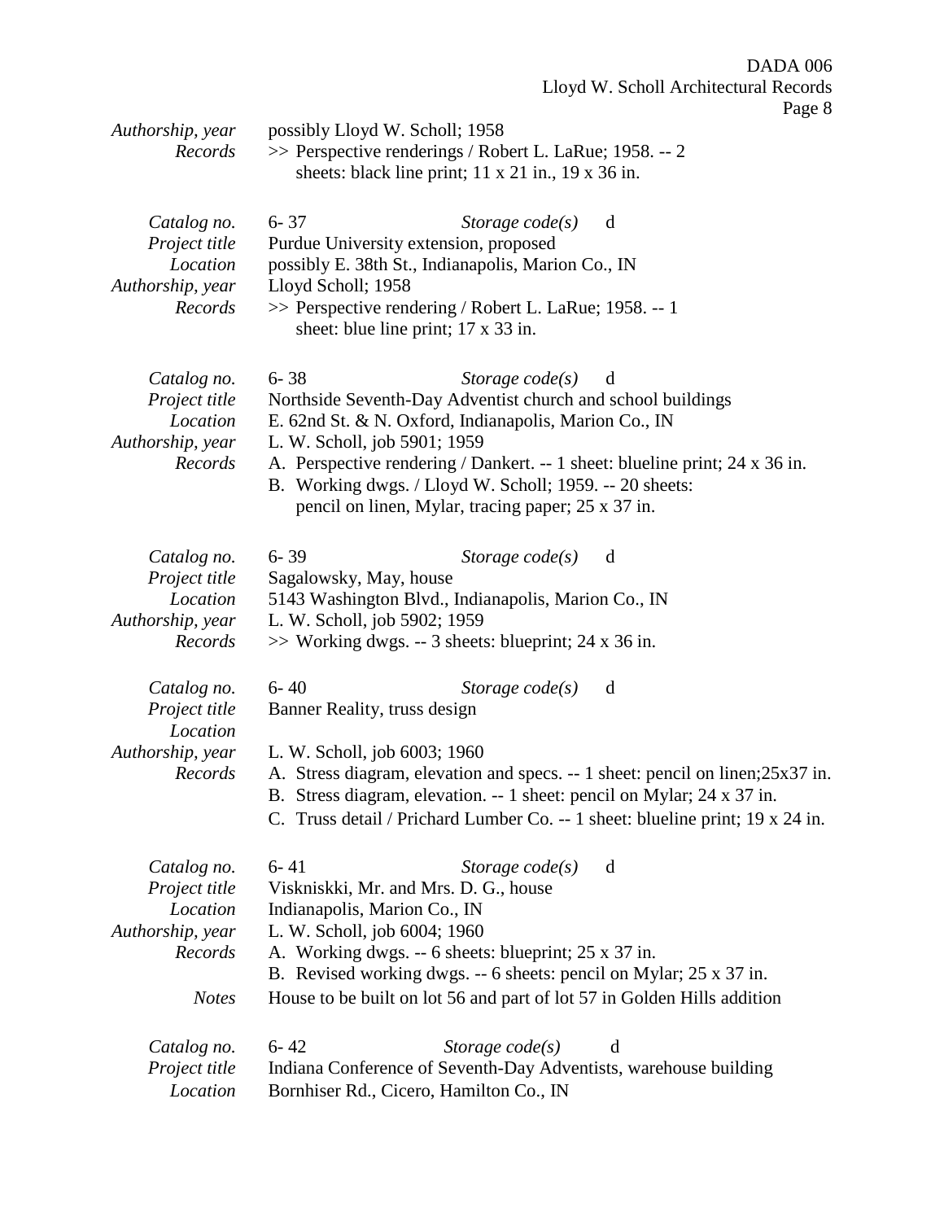| | |
|---|---|
| *Authorship, year* | possibly Lloyd W. Scholl; 1958 |
| *Records* | >> Perspective renderings / Robert L. LaRue; 1958. -- 2 sheets: black line print; 11 x 21 in., 19 x 36 in. |

| | |
|---|---|
| *Catalog no.* | 6- 37 *Storage code(s)* d |
| *Project title* | Purdue University extension, proposed |
| *Location* | possibly E. 38th St., Indianapolis, Marion Co., IN |
| *Authorship, year* | Lloyd Scholl; 1958 |
| *Records* | >> Perspective rendering / Robert L. LaRue; 1958. -- 1 sheet: blue line print; 17 x 33 in. |

| | |
|---|---|
| *Catalog no.* | 6- 38 *Storage code(s)* d |
| *Project title* | Northside Seventh-Day Adventist church and school buildings |
| *Location* | E. 62nd St. & N. Oxford, Indianapolis, Marion Co., IN |
| *Authorship, year* | L. W. Scholl, job 5901; 1959 |
| *Records* | A. Perspective rendering / Dankert. -- 1 sheet: blueline print; 24 x 36 in.<br>B. Working dwgs. / Lloyd W. Scholl; 1959. -- 20 sheets: pencil on linen, Mylar, tracing paper; 25 x 37 in. |

| | |
|---|---|
| *Catalog no.* | 6- 39 *Storage code(s)* d |
| *Project title* | Sagalowsky, May, house |
| *Location* | 5143 Washington Blvd., Indianapolis, Marion Co., IN |
| *Authorship, year* | L. W. Scholl, job 5902; 1959 |
| *Records* | >> Working dwgs. -- 3 sheets: blueprint; 24 x 36 in. |

| | |
|---|---|
| *Catalog no.* | 6- 40 *Storage code(s)* d |
| *Project title* | Banner Reality, truss design |
| *Location* | |
| *Authorship, year* | L. W. Scholl, job 6003; 1960 |
| *Records* | A. Stress diagram, elevation and specs. -- 1 sheet: pencil on linen;25x37 in.<br>B. Stress diagram, elevation. -- 1 sheet: pencil on Mylar; 24 x 37 in.<br>C. Truss detail / Prichard Lumber Co. -- 1 sheet: blueline print; 19 x 24 in. |

| | |
|---|---|
| *Catalog no.* | 6- 41 *Storage code(s)* d |
| *Project title* | Viskniskki, Mr. and Mrs. D. G., house |
| *Location* | Indianapolis, Marion Co., IN |
| *Authorship, year* | L. W. Scholl, job 6004; 1960 |
| *Records* | A. Working dwgs. -- 6 sheets: blueprint; 25 x 37 in.<br>B. Revised working dwgs. -- 6 sheets: pencil on Mylar; 25 x 37 in. |
| *Notes* | House to be built on lot 56 and part of lot 57 in Golden Hills addition |

| | |
|---|---|
| *Catalog no.* | 6- 42 *Storage code(s)* d |
| *Project title* | Indiana Conference of Seventh-Day Adventists, warehouse building |
| *Location* | Bornhiser Rd., Cicero, Hamilton Co., IN |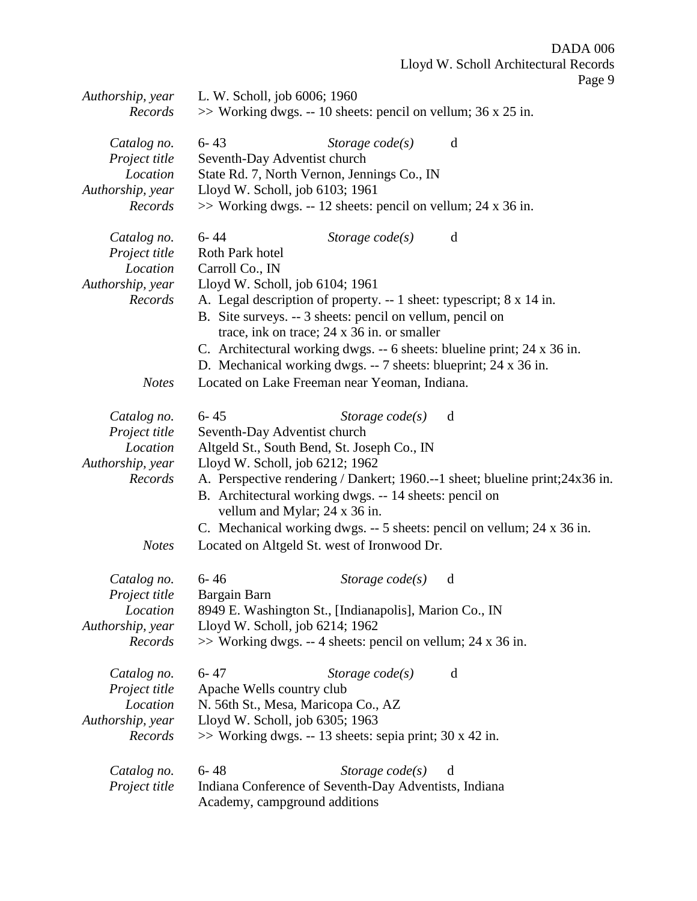| | |
|---|---|
| *Authorship, year* | L. W. Scholl, job 6006; 1960 |
| *Records* | >> Working dwgs. -- 10 sheets: pencil on vellum; 36 x 25 in. |

| | |
|---|---|
| *Catalog no.* | 6- 43 *Storage code(s)* d |
| *Project title* | Seventh-Day Adventist church |
| *Location* | State Rd. 7, North Vernon, Jennings Co., IN |
| *Authorship, year* | Lloyd W. Scholl, job 6103; 1961 |
| *Records* | >> Working dwgs. -- 12 sheets: pencil on vellum; 24 x 36 in. |

| | |
|---|---|
| *Catalog no.* | 6- 44 *Storage code(s)* d |
| *Project title* | Roth Park hotel |
| *Location* | Carroll Co., IN |
| *Authorship, year* | Lloyd W. Scholl, job 6104; 1961 |
| *Records* | A. Legal description of property. -- 1 sheet: typescript; 8 x 14 in.<br>B. Site surveys. -- 3 sheets: pencil on vellum, pencil on trace, ink on trace; 24 x 36 in. or smaller<br>C. Architectural working dwgs. -- 6 sheets: blueline print; 24 x 36 in.<br>D. Mechanical working dwgs. -- 7 sheets: blueprint; 24 x 36 in. |
| *Notes* | Located on Lake Freeman near Yeoman, Indiana. |

| | |
|---|---|
| *Catalog no.* | 6- 45 *Storage code(s)* d |
| *Project title* | Seventh-Day Adventist church |
| *Location* | Altgeld St., South Bend, St. Joseph Co., IN |
| *Authorship, year* | Lloyd W. Scholl, job 6212; 1962 |
| *Records* | A. Perspective rendering / Dankert; 1960.--1 sheet; blueline print;24x36 in.<br>B. Architectural working dwgs. -- 14 sheets: pencil on vellum and Mylar; 24 x 36 in.<br>C. Mechanical working dwgs. -- 5 sheets: pencil on vellum; 24 x 36 in. |
| *Notes* | Located on Altgeld St. west of Ironwood Dr. |

| | |
|---|---|
| *Catalog no.* | 6- 46 *Storage code(s)* d |
| *Project title* | Bargain Barn |
| *Location* | 8949 E. Washington St., [Indianapolis], Marion Co., IN |
| *Authorship, year* | Lloyd W. Scholl, job 6214; 1962 |
| *Records* | >> Working dwgs. -- 4 sheets: pencil on vellum; 24 x 36 in. |

| | |
|---|---|
| *Catalog no.* | 6- 47 *Storage code(s)* d |
| *Project title* | Apache Wells country club |
| *Location* | N. 56th St., Mesa, Maricopa Co., AZ |
| *Authorship, year* | Lloyd W. Scholl, job 6305; 1963 |
| *Records* | >> Working dwgs. -- 13 sheets: sepia print; 30 x 42 in. |

| | |
|---|---|
| *Catalog no.* | 6- 48 *Storage code(s)* d |
| *Project title* | Indiana Conference of Seventh-Day Adventists, Indiana Academy, campground additions |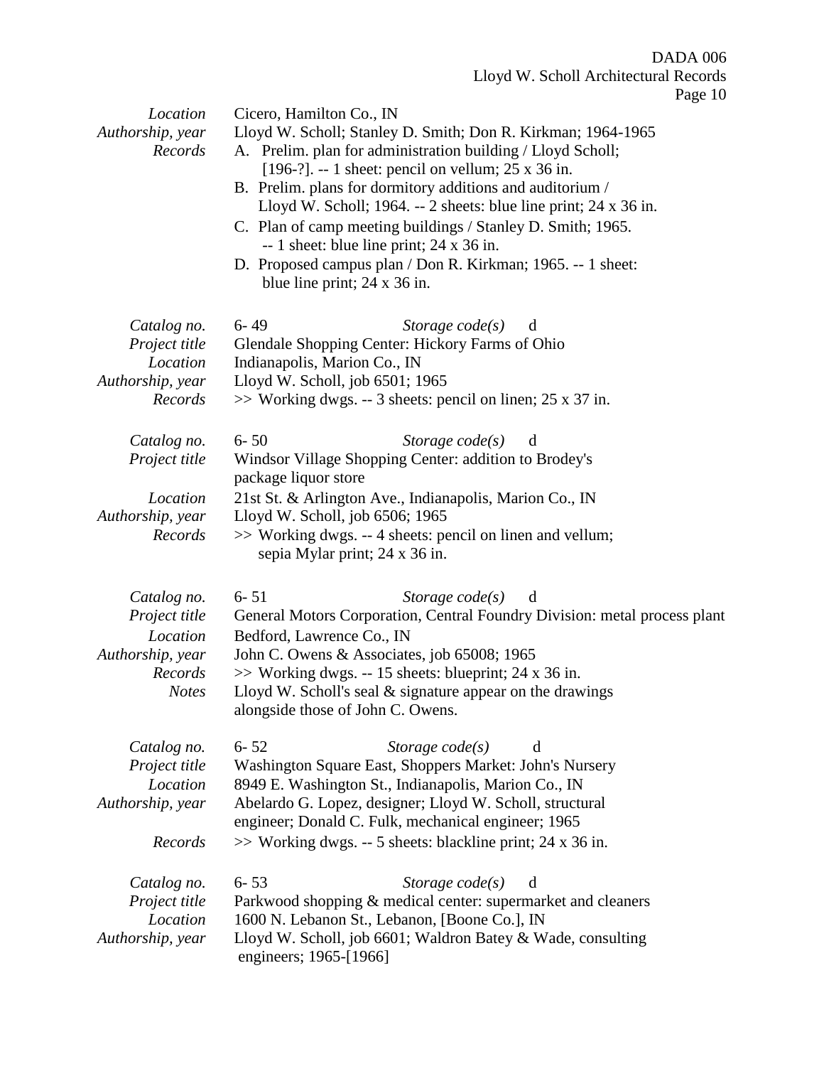| | |
|---|---|
| *Location* | Cicero, Hamilton Co., IN |
| *Authorship, year* | Lloyd W. Scholl; Stanley D. Smith; Don R. Kirkman; 1964-1965 |
| *Records* | A. Prelim. plan for administration building / Lloyd Scholl; [196-?]. -- 1 sheet: pencil on vellum; 25 x 36 in.<br>B. Prelim. plans for dormitory additions and auditorium / Lloyd W. Scholl; 1964. -- 2 sheets: blue line print; 24 x 36 in.<br>C. Plan of camp meeting buildings / Stanley D. Smith; 1965. -- 1 sheet: blue line print; 24 x 36 in.<br>D. Proposed campus plan / Don R. Kirkman; 1965. -- 1 sheet: blue line print; 24 x 36 in. |

| | |
|---|---|
| *Catalog no.* | 6- 49 *Storage code(s)* d |
| *Project title* | Glendale Shopping Center: Hickory Farms of Ohio |
| *Location* | Indianapolis, Marion Co., IN |
| *Authorship, year* | Lloyd W. Scholl, job 6501; 1965 |
| *Records* | >> Working dwgs. -- 3 sheets: pencil on linen; 25 x 37 in. |

| | |
|---|---|
| *Catalog no.* | 6- 50 *Storage code(s)* d |
| *Project title* | Windsor Village Shopping Center: addition to Brodey's package liquor store |
| *Location* | 21st St. & Arlington Ave., Indianapolis, Marion Co., IN |
| *Authorship, year* | Lloyd W. Scholl, job 6506; 1965 |
| *Records* | >> Working dwgs. -- 4 sheets: pencil on linen and vellum; sepia Mylar print; 24 x 36 in. |

| | |
|---|---|
| *Catalog no.* | 6- 51 *Storage code(s)* d |
| *Project title* | General Motors Corporation, Central Foundry Division: metal process plant |
| *Location* | Bedford, Lawrence Co., IN |
| *Authorship, year* | John C. Owens & Associates, job 65008; 1965 |
| *Records* | >> Working dwgs. -- 15 sheets: blueprint; 24 x 36 in. |
| *Notes* | Lloyd W. Scholl's seal & signature appear on the drawings alongside those of John C. Owens. |

| | |
|---|---|
| *Catalog no.* | 6- 52 *Storage code(s)* d |
| *Project title* | Washington Square East, Shoppers Market: John's Nursery |
| *Location* | 8949 E. Washington St., Indianapolis, Marion Co., IN |
| *Authorship, year* | Abelardo G. Lopez, designer; Lloyd W. Scholl, structural engineer; Donald C. Fulk, mechanical engineer; 1965 |
| *Records* | >> Working dwgs. -- 5 sheets: blackline print; 24 x 36 in. |

| | |
|---|---|
| *Catalog no.* | 6- 53 *Storage code(s)* d |
| *Project title* | Parkwood shopping & medical center: supermarket and cleaners |
| *Location* | 1600 N. Lebanon St., Lebanon, [Boone Co.], IN |
| *Authorship, year* | Lloyd W. Scholl, job 6601; Waldron Batey & Wade, consulting engineers; 1965-[1966] |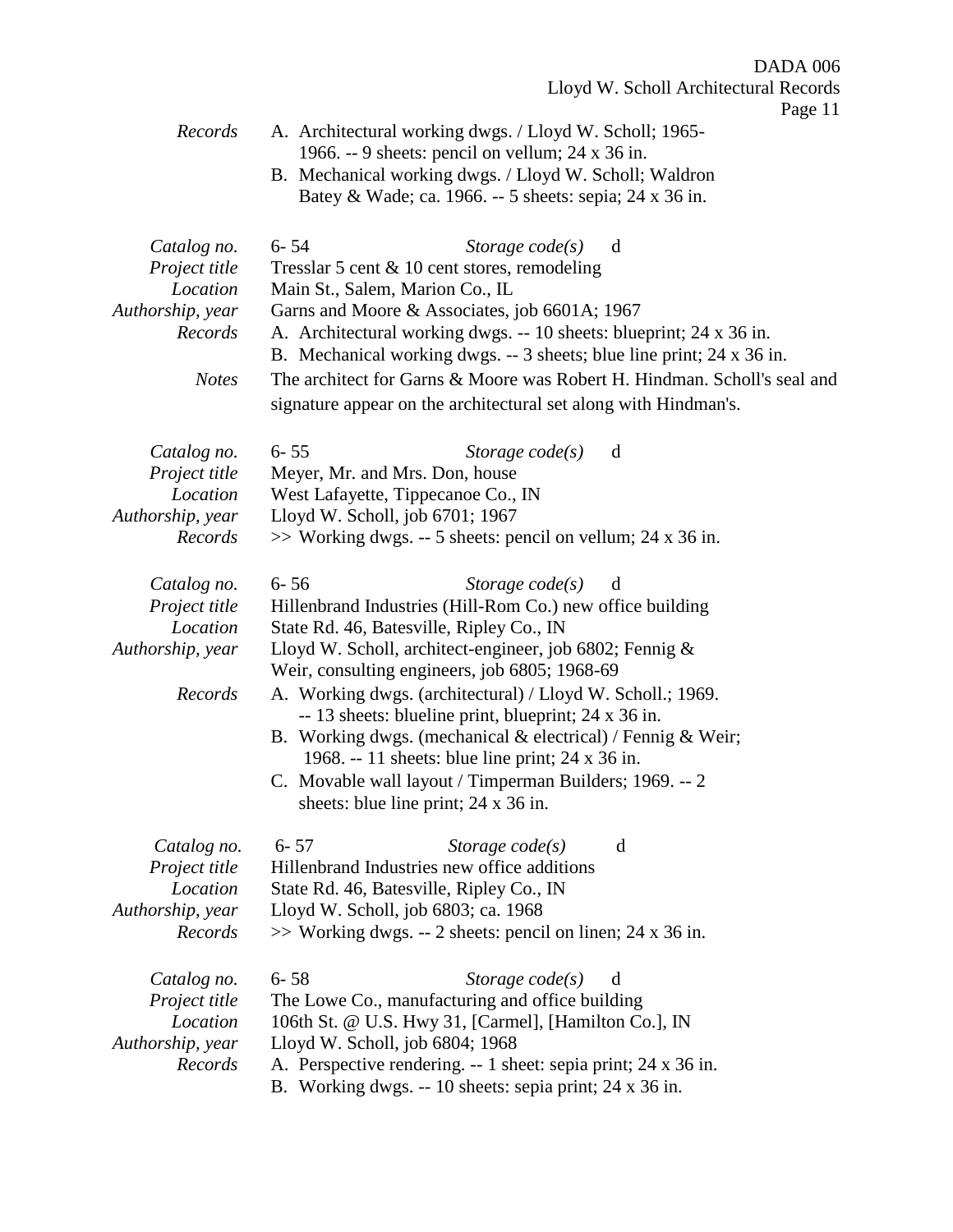*Records*
A. Architectural working dwgs. / Lloyd W. Scholl; 1965-1966. -- 9 sheets: pencil on vellum; 24 x 36 in.
B. Mechanical working dwgs. / Lloyd W. Scholl; Waldron Batey & Wade; ca. 1966. -- 5 sheets: sepia; 24 x 36 in.

| | |
|---|---|
| *Catalog no.* | 6- 54 *Storage code(s)* d |
| *Project title* | Tresslar 5 cent & 10 cent stores, remodeling |
| *Location* | Main St., Salem, Marion Co., IL |
| *Authorship, year* | Garns and Moore & Associates, job 6601A; 1967 |
| *Records* | A. Architectural working dwgs. -- 10 sheets: blueprint; 24 x 36 in.<br>B. Mechanical working dwgs. -- 3 sheets; blue line print; 24 x 36 in. |
| *Notes* | The architect for Garns & Moore was Robert H. Hindman. Scholl's seal and signature appear on the architectural set along with Hindman's. |

| | |
|---|---|
| *Catalog no.* | 6- 55 *Storage code(s)* d |
| *Project title* | Meyer, Mr. and Mrs. Don, house |
| *Location* | West Lafayette, Tippecanoe Co., IN |
| *Authorship, year* | Lloyd W. Scholl, job 6701; 1967 |
| *Records* | >> Working dwgs. -- 5 sheets: pencil on vellum; 24 x 36 in. |

| | |
|---|---|
| *Catalog no.* | 6- 56 *Storage code(s)* d |
| *Project title* | Hillenbrand Industries (Hill-Rom Co.) new office building |
| *Location* | State Rd. 46, Batesville, Ripley Co., IN |
| *Authorship, year* | Lloyd W. Scholl, architect-engineer, job 6802; Fennig & Weir, consulting engineers, job 6805; 1968-69 |
| *Records* | A. Working dwgs. (architectural) / Lloyd W. Scholl.; 1969. -- 13 sheets: blueline print, blueprint; 24 x 36 in.<br>B. Working dwgs. (mechanical & electrical) / Fennig & Weir; 1968. -- 11 sheets: blue line print; 24 x 36 in.<br>C. Movable wall layout / Timperman Builders; 1969. -- 2 sheets: blue line print; 24 x 36 in. |

| | |
|---|---|
| *Catalog no.* | 6- 57 *Storage code(s)* d |
| *Project title* | Hillenbrand Industries new office additions |
| *Location* | State Rd. 46, Batesville, Ripley Co., IN |
| *Authorship, year* | Lloyd W. Scholl, job 6803; ca. 1968 |
| *Records* | >> Working dwgs. -- 2 sheets: pencil on linen; 24 x 36 in. |

| | |
|---|---|
| *Catalog no.* | 6- 58 *Storage code(s)* d |
| *Project title* | The Lowe Co., manufacturing and office building |
| *Location* | 106th St. @ U.S. Hwy 31, [Carmel], [Hamilton Co.], IN |
| *Authorship, year* | Lloyd W. Scholl, job 6804; 1968 |
| *Records* | A. Perspective rendering. -- 1 sheet: sepia print; 24 x 36 in.<br>B. Working dwgs. -- 10 sheets: sepia print; 24 x 36 in. |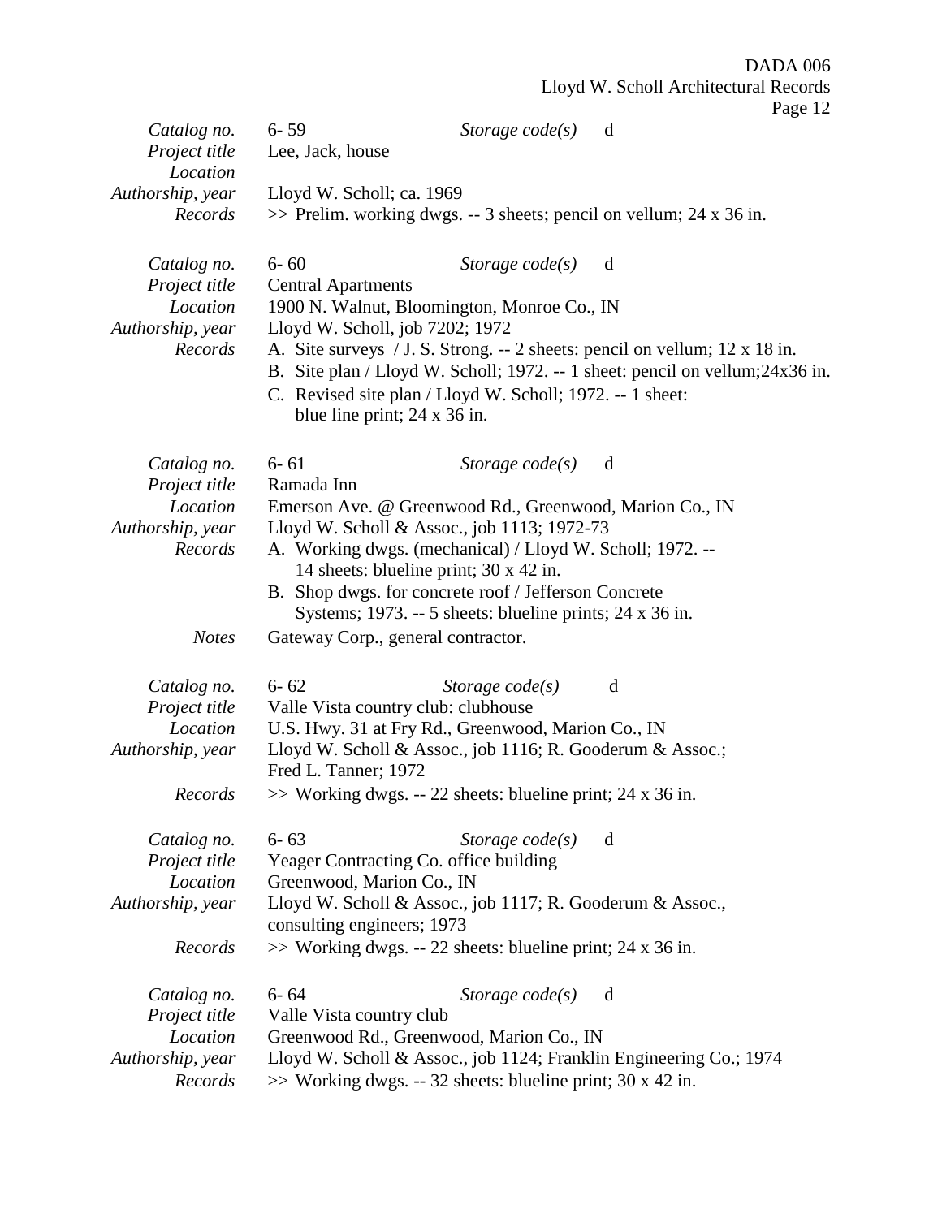| | | | |
|---|---|---|---|
| *Catalog no.* | 6- 59 | *Storage code(s)* | d |
| *Project title* | Lee, Jack, house | | |
| *Location* | | | |
| *Authorship, year* | Lloyd W. Scholl; ca. 1969 | | |
| *Records* | >> Prelim. working dwgs. -- 3 sheets; pencil on vellum; 24 x 36 in. | | |

| | | | |
|---|---|---|---|
| *Catalog no.* | 6- 60 | *Storage code(s)* | d |
| *Project title* | Central Apartments | | |
| *Location* | 1900 N. Walnut, Bloomington, Monroe Co., IN | | |
| *Authorship, year* | Lloyd W. Scholl, job 7202; 1972 | | |
| *Records* | A. Site surveys / J. S. Strong. -- 2 sheets: pencil on vellum; 12 x 18 in.<br>B. Site plan / Lloyd W. Scholl; 1972. -- 1 sheet: pencil on vellum;24x36 in.<br>C. Revised site plan / Lloyd W. Scholl; 1972. -- 1 sheet: blue line print; 24 x 36 in. | | |

| | | | |
|---|---|---|---|
| *Catalog no.* | 6- 61 | *Storage code(s)* | d |
| *Project title* | Ramada Inn | | |
| *Location* | Emerson Ave. @ Greenwood Rd., Greenwood, Marion Co., IN | | |
| *Authorship, year* | Lloyd W. Scholl & Assoc., job 1113; 1972-73 | | |
| *Records* | A. Working dwgs. (mechanical) / Lloyd W. Scholl; 1972. -- 14 sheets: blueline print; 30 x 42 in.<br>B. Shop dwgs. for concrete roof / Jefferson Concrete Systems; 1973. -- 5 sheets: blueline prints; 24 x 36 in. | | |
| *Notes* | Gateway Corp., general contractor. | | |

| | | | |
|---|---|---|---|
| *Catalog no.* | 6- 62 | *Storage code(s)* | d |
| *Project title* | Valle Vista country club: clubhouse | | |
| *Location* | U.S. Hwy. 31 at Fry Rd., Greenwood, Marion Co., IN | | |
| *Authorship, year* | Lloyd W. Scholl & Assoc., job 1116; R. Gooderum & Assoc.; Fred L. Tanner; 1972 | | |
| *Records* | >> Working dwgs. -- 22 sheets: blueline print; 24 x 36 in. | | |

| | | | |
|---|---|---|---|
| *Catalog no.* | 6- 63 | *Storage code(s)* | d |
| *Project title* | Yeager Contracting Co. office building | | |
| *Location* | Greenwood, Marion Co., IN | | |
| *Authorship, year* | Lloyd W. Scholl & Assoc., job 1117; R. Gooderum & Assoc., consulting engineers; 1973 | | |
| *Records* | >> Working dwgs. -- 22 sheets: blueline print; 24 x 36 in. | | |

| | | | |
|---|---|---|---|
| *Catalog no.* | 6- 64 | *Storage code(s)* | d |
| *Project title* | Valle Vista country club | | |
| *Location* | Greenwood Rd., Greenwood, Marion Co., IN | | |
| *Authorship, year* | Lloyd W. Scholl & Assoc., job 1124; Franklin Engineering Co.; 1974 | | |
| *Records* | >> Working dwgs. -- 32 sheets: blueline print; 30 x 42 in. | | |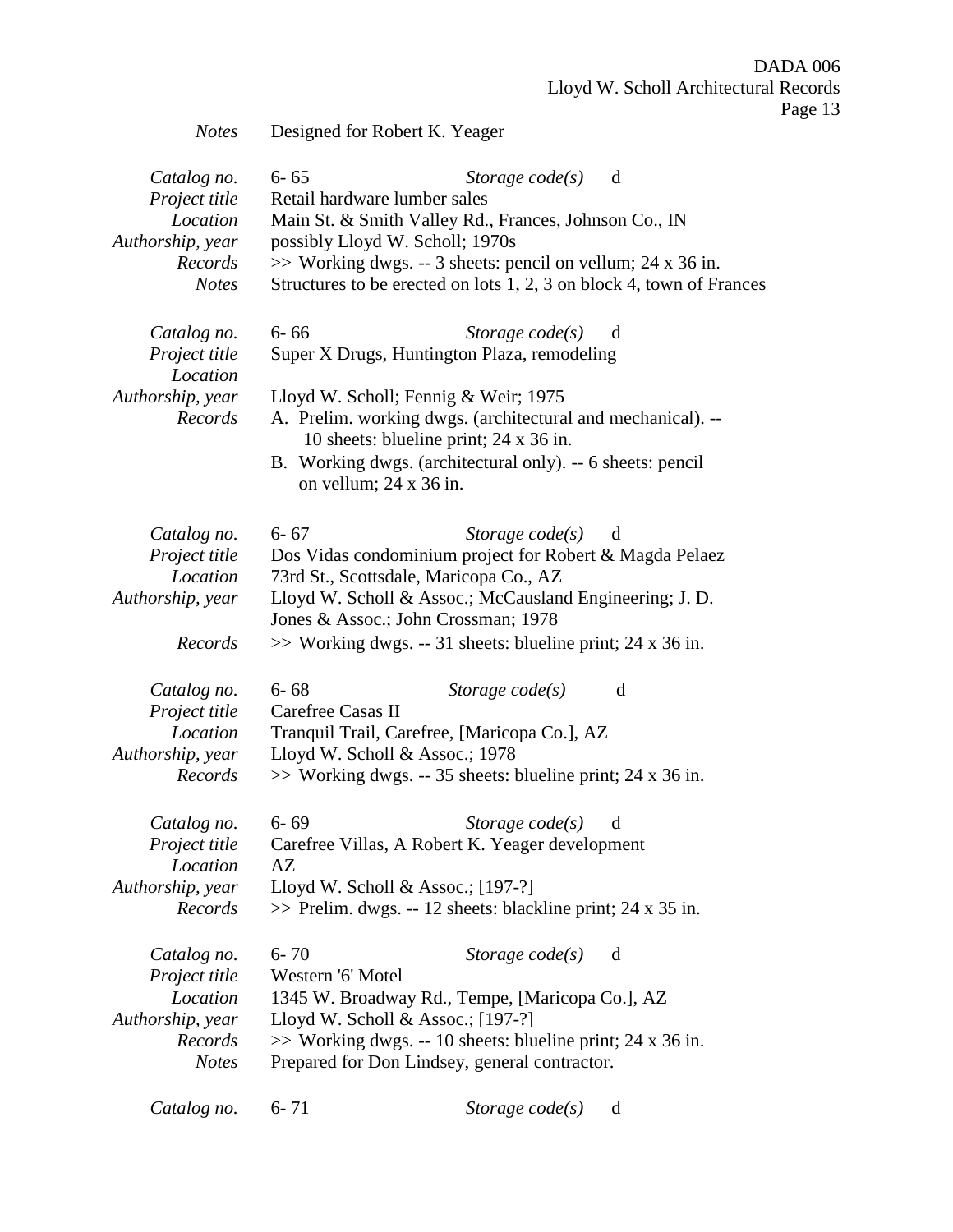*Notes* Designed for Robert K. Yeager

| | |
|---|---|
| *Catalog no.* | 6- 65 *Storage code(s)* d |
| *Project title* | Retail hardware lumber sales |
| *Location* | Main St. & Smith Valley Rd., Frances, Johnson Co., IN |
| *Authorship, year* | possibly Lloyd W. Scholl; 1970s |
| *Records* | >> Working dwgs. -- 3 sheets: pencil on vellum; 24 x 36 in. |
| *Notes* | Structures to be erected on lots 1, 2, 3 on block 4, town of Frances |

| | |
|---|---|
| *Catalog no.* | 6- 66 *Storage code(s)* d |
| *Project title* | Super X Drugs, Huntington Plaza, remodeling |
| *Location* | |
| *Authorship, year* | Lloyd W. Scholl; Fennig & Weir; 1975 |
| *Records* | A. Prelim. working dwgs. (architectural and mechanical). -- 10 sheets: blueline print; 24 x 36 in.<br>B. Working dwgs. (architectural only). -- 6 sheets: pencil on vellum; 24 x 36 in. |

| | |
|---|---|
| *Catalog no.* | 6- 67 *Storage code(s)* d |
| *Project title* | Dos Vidas condominium project for Robert & Magda Pelaez |
| *Location* | 73rd St., Scottsdale, Maricopa Co., AZ |
| *Authorship, year* | Lloyd W. Scholl & Assoc.; McCausland Engineering; J. D. Jones & Assoc.; John Crossman; 1978 |
| *Records* | >> Working dwgs. -- 31 sheets: blueline print; 24 x 36 in. |

| | |
|---|---|
| *Catalog no.* | 6- 68 *Storage code(s)* d |
| *Project title* | Carefree Casas II |
| *Location* | Tranquil Trail, Carefree, [Maricopa Co.], AZ |
| *Authorship, year* | Lloyd W. Scholl & Assoc.; 1978 |
| *Records* | >> Working dwgs. -- 35 sheets: blueline print; 24 x 36 in. |

| | |
|---|---|
| *Catalog no.* | 6- 69 *Storage code(s)* d |
| *Project title* | Carefree Villas, A Robert K. Yeager development |
| *Location* | AZ |
| *Authorship, year* | Lloyd W. Scholl & Assoc.; [197-?] |
| *Records* | >> Prelim. dwgs. -- 12 sheets: blackline print; 24 x 35 in. |

| | |
|---|---|
| *Catalog no.* | 6- 70 *Storage code(s)* d |
| *Project title* | Western '6' Motel |
| *Location* | 1345 W. Broadway Rd., Tempe, [Maricopa Co.], AZ |
| *Authorship, year* | Lloyd W. Scholl & Assoc.; [197-?] |
| *Records* | >> Working dwgs. -- 10 sheets: blueline print; 24 x 36 in. |
| *Notes* | Prepared for Don Lindsey, general contractor. |

| | |
|---|---|
| *Catalog no.* | 6- 71 *Storage code(s)* d |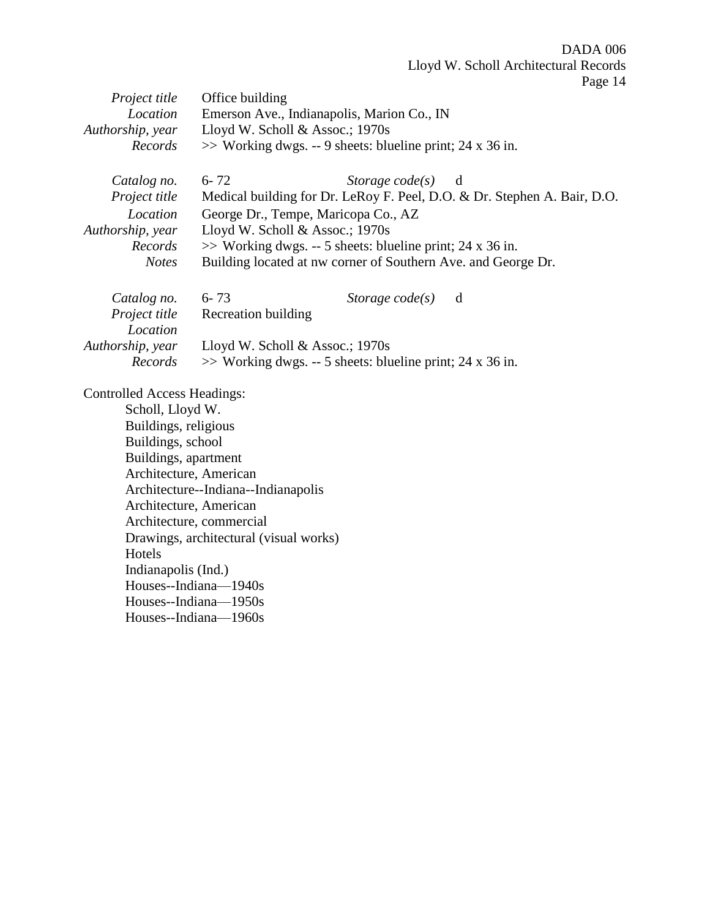*Project title* Office building
*Location* Emerson Ave., Indianapolis, Marion Co., IN
*Authorship, year* Lloyd W. Scholl & Assoc.; 1970s
*Records* >> Working dwgs. -- 9 sheets: blueline print; 24 x 36 in.

*Catalog no.* 6- 72 *Storage code(s)* d
*Project title* Medical building for Dr. LeRoy F. Peel, D.O. & Dr. Stephen A. Bair, D.O.
*Location* George Dr., Tempe, Maricopa Co., AZ
*Authorship, year* Lloyd W. Scholl & Assoc.; 1970s
*Records* >> Working dwgs. -- 5 sheets: blueline print; 24 x 36 in.
*Notes* Building located at nw corner of Southern Ave. and George Dr.

*Catalog no.* 6- 73 *Storage code(s)* d
*Project title* Recreation building
*Location*
*Authorship, year* Lloyd W. Scholl & Assoc.; 1970s
*Records* >> Working dwgs. -- 5 sheets: blueline print; 24 x 36 in.

Controlled Access Headings:

- Scholl, Lloyd W.
- Buildings, religious
- Buildings, school
- Buildings, apartment
- Architecture, American
- Architecture--Indiana--Indianapolis
- Architecture, American
- Architecture, commercial
- Drawings, architectural (visual works)
- Hotels
- Indianapolis (Ind.)
- Houses--Indiana—1940s
- Houses--Indiana—1950s
- Houses--Indiana—1960s